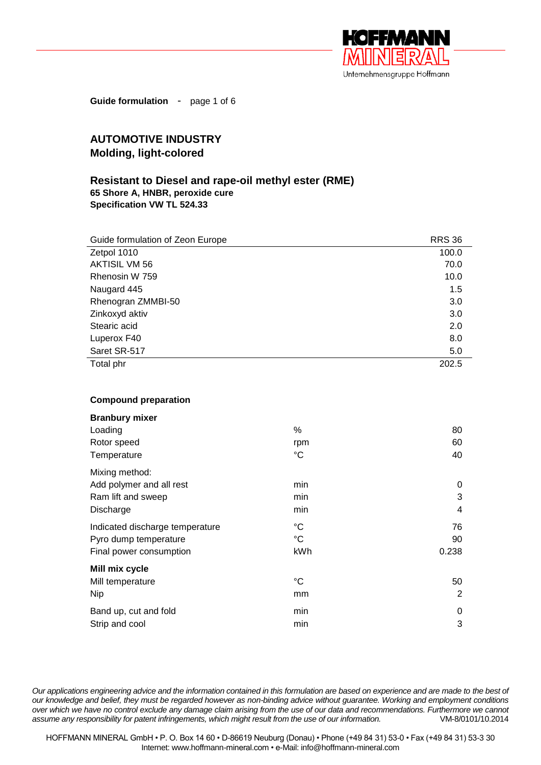**Guide formulation** - page 1 of 6

## AUTOMOTIVE INDUSTRY
## Molding, light-colored

### Resistant to Diesel and rape-oil methyl ester (RME)
**65 Shore A, HNBR, peroxide cure**
**Specification VW TL 524.33**

| Guide formulation of Zeon Europe | RRS 36 |
|---|---|
| Zetpol 1010 | 100.0 |
| AKTISIL VM 56 | 70.0 |
| Rhenosin W 759 | 10.0 |
| Naugard 445 | 1.5 |
| Rhenogran ZMMBI-50 | 3.0 |
| Zinkoxyd aktiv | 3.0 |
| Stearic acid | 2.0 |
| Luperox F40 | 8.0 |
| Saret SR-517 | 5.0 |
| Total phr | 202.5 |

**Compound preparation**

| | | |
|---|---|---|
| **Branbury mixer** | | |
| Loading | % | 80 |
| Rotor speed | rpm | 60 |
| Temperature | °C | 40 |
| Mixing method: | | |
| Add polymer and all rest | min | 0 |
| Ram lift and sweep | min | 3 |
| Discharge | min | 4 |
| Indicated discharge temperature | °C | 76 |
| Pyro dump temperature | °C | 90 |
| Final power consumption | kWh | 0.238 |
| **Mill mix cycle** | | |
| Mill temperature | °C | 50 |
| Nip | mm | 2 |
| Band up, cut and fold | min | 0 |
| Strip and cool | min | 3 |

*Our applications engineering advice and the information contained in this formulation are based on experience and are made to the best of our knowledge and belief, they must be regarded however as non-binding advice without guarantee. Working and employment conditions over which we have no control exclude any damage claim arising from the use of our data and recommendations. Furthermore we cannot assume any responsibility for patent infringements, which might result from the use of our information.* VM-8/0101/10.2014

HOFFMANN MINERAL GmbH • P. O. Box 14 60 • D-86619 Neuburg (Donau) • Phone (+49 84 31) 53-0 • Fax (+49 84 31) 53-3 30
Internet: www.hoffmann-mineral.com • e-Mail: info@hoffmann-mineral.com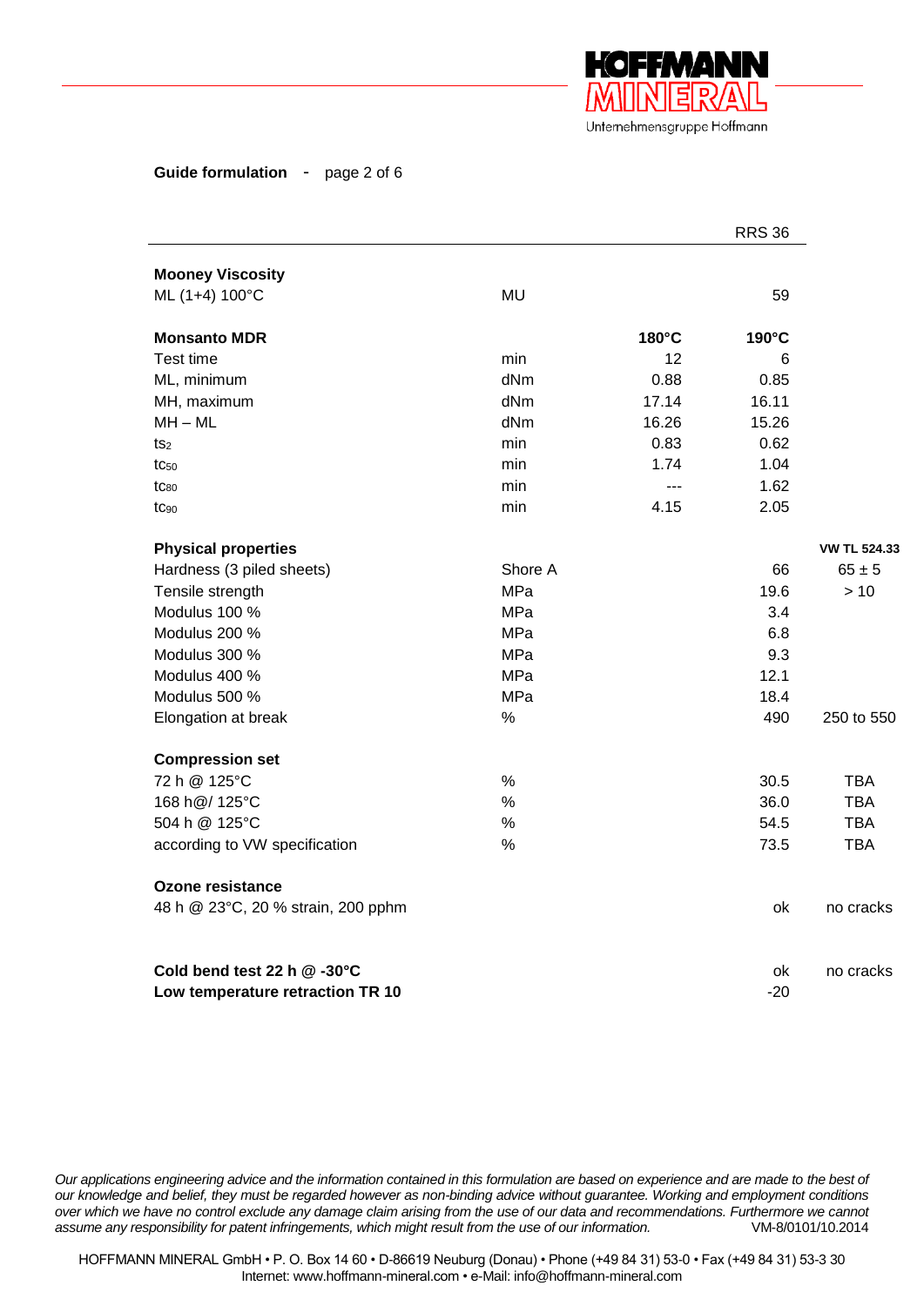**Guide formulation** - page 2 of 6

| | | | RRS 36 | |
|---|---|---|---|---|
| **Mooney Viscosity** | | | | |
| ML (1+4) 100°C | MU | | 59 | |
| **Monsanto MDR** | | **180°C** | **190°C** | |
| Test time | min | 12 | 6 | |
| ML, minimum | dNm | 0.88 | 0.85 | |
| MH, maximum | dNm | 17.14 | 16.11 | |
| MH – ML | dNm | 16.26 | 15.26 | |
| $ts_2$ | min | 0.83 | 0.62 | |
| $tc_{50}$ | min | 1.74 | 1.04 | |
| $tc_{80}$ | min | --- | 1.62 | |
| $tc_{90}$ | min | 4.15 | 2.05 | |
| **Physical properties** | | | | **VW TL 524.33** |
| Hardness (3 piled sheets) | Shore A | | 66 | 65 ± 5 |
| Tensile strength | MPa | | 19.6 | > 10 |
| Modulus 100 % | MPa | | 3.4 | |
| Modulus 200 % | MPa | | 6.8 | |
| Modulus 300 % | MPa | | 9.3 | |
| Modulus 400 % | MPa | | 12.1 | |
| Modulus 500 % | MPa | | 18.4 | |
| Elongation at break | % | | 490 | 250 to 550 |
| **Compression set** | | | | |
| 72 h @ 125°C | % | | 30.5 | TBA |
| 168 h@/ 125°C | % | | 36.0 | TBA |
| 504 h @ 125°C | % | | 54.5 | TBA |
| according to VW specification | % | | 73.5 | TBA |
| **Ozone resistance** | | | | |
| 48 h @ 23°C, 20 % strain, 200 pphm | | | ok | no cracks |
| **Cold bend test 22 h @ -30°C** | | | ok | no cracks |
| **Low temperature retraction TR 10** | | | -20 | |

*Our applications engineering advice and the information contained in this formulation are based on experience and are made to the best of our knowledge and belief, they must be regarded however as non-binding advice without guarantee. Working and employment conditions over which we have no control exclude any damage claim arising from the use of our data and recommendations. Furthermore we cannot assume any responsibility for patent infringements, which might result from the use of our information.* VM-8/0101/10.2014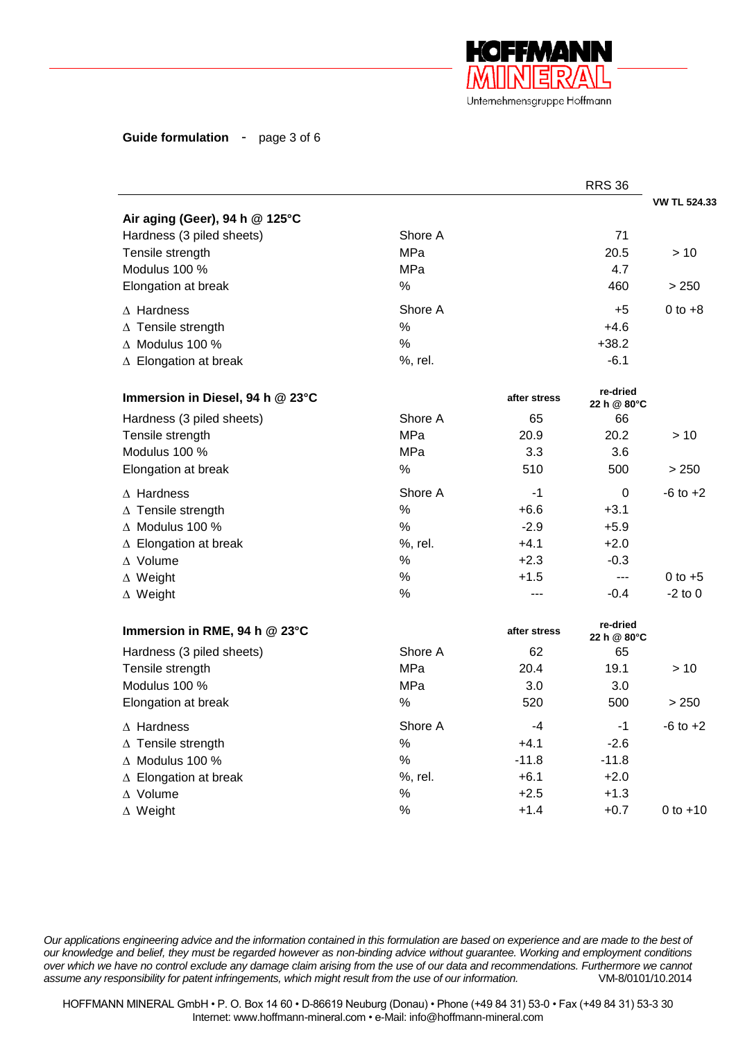**Guide formulation** - page 3 of 6

| | | | RRS 36 | VW TL 524.33 |
|---|---|---|---|---|
| **Air aging (Geer), 94 h @ 125°C** | | | | |
| Hardness (3 piled sheets) | Shore A | | 71 | |
| Tensile strength | MPa | | 20.5 | > 10 |
| Modulus 100 % | MPa | | 4.7 | |
| Elongation at break | % | | 460 | > 250 |
| Δ Hardness | Shore A | | +5 | 0 to +8 |
| Δ Tensile strength | % | | +4.6 | |
| Δ Modulus 100 % | % | | +38.2 | |
| Δ Elongation at break | %, rel. | | -6.1 | |
| **Immersion in Diesel, 94 h @ 23°C** | | **after stress** | **re-dried 22 h @ 80°C** | |
| Hardness (3 piled sheets) | Shore A | 65 | 66 | |
| Tensile strength | MPa | 20.9 | 20.2 | > 10 |
| Modulus 100 % | MPa | 3.3 | 3.6 | |
| Elongation at break | % | 510 | 500 | > 250 |
| Δ Hardness | Shore A | -1 | 0 | -6 to +2 |
| Δ Tensile strength | % | +6.6 | +3.1 | |
| Δ Modulus 100 % | % | -2.9 | +5.9 | |
| Δ Elongation at break | %, rel. | +4.1 | +2.0 | |
| Δ Volume | % | +2.3 | -0.3 | |
| Δ Weight | % | +1.5 | --- | 0 to +5 |
| Δ Weight | % | --- | -0.4 | -2 to 0 |
| **Immersion in RME, 94 h @ 23°C** | | **after stress** | **re-dried 22 h @ 80°C** | |
| Hardness (3 piled sheets) | Shore A | 62 | 65 | |
| Tensile strength | MPa | 20.4 | 19.1 | > 10 |
| Modulus 100 % | MPa | 3.0 | 3.0 | |
| Elongation at break | % | 520 | 500 | > 250 |
| Δ Hardness | Shore A | -4 | -1 | -6 to +2 |
| Δ Tensile strength | % | +4.1 | -2.6 | |
| Δ Modulus 100 % | % | -11.8 | -11.8 | |
| Δ Elongation at break | %, rel. | +6.1 | +2.0 | |
| Δ Volume | % | +2.5 | +1.3 | |
| Δ Weight | % | +1.4 | +0.7 | 0 to +10 |

*Our applications engineering advice and the information contained in this formulation are based on experience and are made to the best of our knowledge and belief, they must be regarded however as non-binding advice without guarantee. Working and employment conditions over which we have no control exclude any damage claim arising from the use of our data and recommendations. Furthermore we cannot assume any responsibility for patent infringements, which might result from the use of our information.* VM-8/0101/10.2014

HOFFMANN MINERAL GmbH • P. O. Box 14 60 • D-86619 Neuburg (Donau) • Phone (+49 84 31) 53-0 • Fax (+49 84 31) 53-3 30
Internet: www.hoffmann-mineral.com • e-Mail: info@hoffmann-mineral.com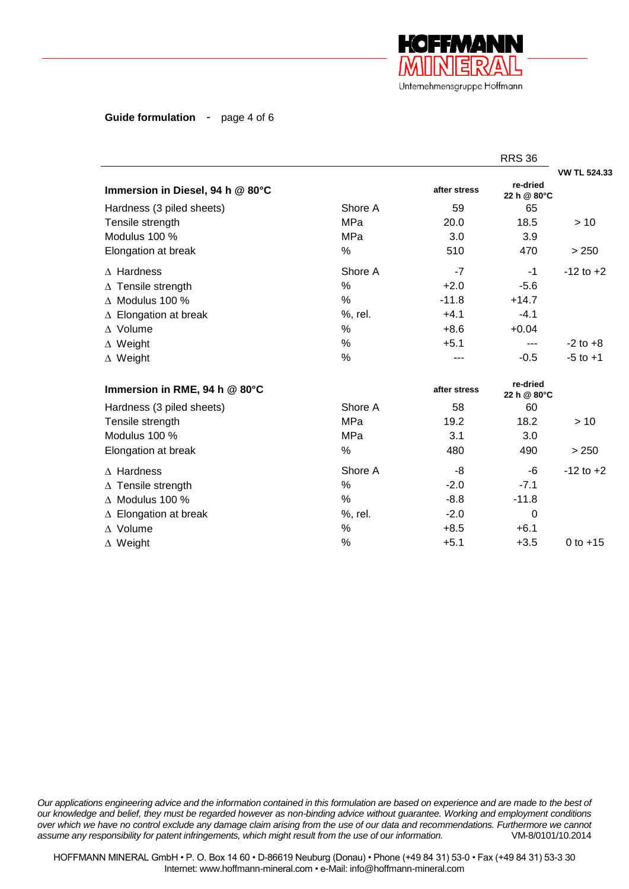**Guideformulation** - page 4 of 6

| | | RRS 36 | | VW TL 524.33 |
|---|---|---|---|---|
| **Immersion in Diesel, 94 h @ 80°C** | | **after stress** | **re-dried 22 h @ 80°C** | |
| Hardness (3 piled sheets) | Shore A | 59 | 65 | |
| Tensile strength | MPa | 20.0 | 18.5 | > 10 |
| Modulus 100 % | MPa | 3.0 | 3.9 | |
| Elongation at break | % | 510 | 470 | > 250 |
| ∆ Hardness | Shore A | -7 | -1 | -12 to +2 |
| ∆ Tensile strength | % | +2.0 | -5.6 | |
| ∆ Modulus 100 % | % | -11.8 | +14.7 | |
| ∆ Elongation at break | %, rel. | +4.1 | -4.1 | |
| ∆ Volume | % | +8.6 | +0.04 | |
| ∆ Weight | % | +5.1 | --- | -2 to +8 |
| ∆ Weight | % | --- | -0.5 | -5 to +1 |
| **Immersion in RME, 94 h @ 80°C** | | **after stress** | **re-dried 22 h @ 80°C** | |
| Hardness (3 piled sheets) | Shore A | 58 | 60 | |
| Tensile strength | MPa | 19.2 | 18.2 | > 10 |
| Modulus 100 % | MPa | 3.1 | 3.0 | |
| Elongation at break | % | 480 | 490 | > 250 |
| ∆ Hardness | Shore A | -8 | -6 | -12 to +2 |
| ∆ Tensile strength | % | -2.0 | -7.1 | |
| ∆ Modulus 100 % | % | -8.8 | -11.8 | |
| ∆ Elongation at break | %, rel. | -2.0 | 0 | |
| ∆ Volume | % | +8.5 | +6.1 | |
| ∆ Weight | % | +5.1 | +3.5 | 0 to +15 |

*Our applications engineering advice and the information contained in this formulation are based on experience and are made to the best of our knowledge and belief, they must be regarded however as non-binding advice without guarantee. Working and employment conditions over which we have no control exclude any damage claim arising from the use of our data and recommendations. Furthermore we cannot assume any responsibility for patent infringements, which might result from the use of our information.* VM-8/0101/10.2014

HOFFMANN MINERAL GmbH • P. O. Box 14 60 • D-86619 Neuburg (Donau) • Phone (+49 84 31) 53-0 • Fax (+49 84 31) 53-3 30
Internet: www.hoffmann-mineral.com • e-Mail: info@hoffmann-mineral.com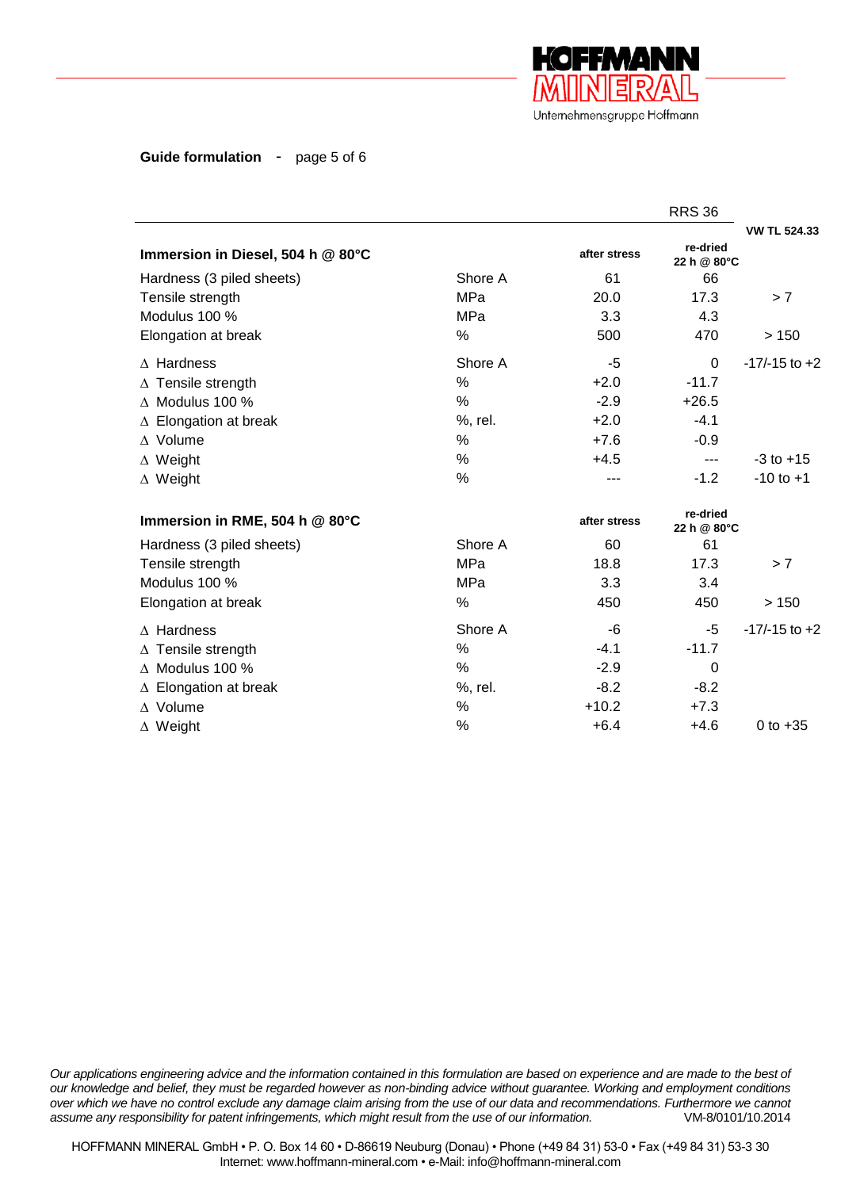**Guide formulation** - page 5 of 6

| | | RRS 36 | | VW TL 524.33 |
|---|---|---|---|---|
| **Immersion in Diesel, 504 h @ 80°C** | | **after stress** | **re-dried 22 h @ 80°C** | |
| Hardness (3 piled sheets) | Shore A | 61 | 66 | |
| Tensile strength | MPa | 20.0 | 17.3 | > 7 |
| Modulus 100 % | MPa | 3.3 | 4.3 | |
| Elongation at break | % | 500 | 470 | > 150 |
| ∆ Hardness | Shore A | -5 | 0 | -17/-15 to +2 |
| ∆ Tensile strength | % | +2.0 | -11.7 | |
| ∆ Modulus 100 % | % | -2.9 | +26.5 | |
| ∆ Elongation at break | %, rel. | +2.0 | -4.1 | |
| ∆ Volume | % | +7.6 | -0.9 | |
| ∆ Weight | % | +4.5 | --- | -3 to +15 |
| ∆ Weight | % | --- | -1.2 | -10 to +1 |
| **Immersion in RME, 504 h @ 80°C** | | **after stress** | **re-dried 22 h @ 80°C** | |
| Hardness (3 piled sheets) | Shore A | 60 | 61 | |
| Tensile strength | MPa | 18.8 | 17.3 | > 7 |
| Modulus 100 % | MPa | 3.3 | 3.4 | |
| Elongation at break | % | 450 | 450 | > 150 |
| ∆ Hardness | Shore A | -6 | -5 | -17/-15 to +2 |
| ∆ Tensile strength | % | -4.1 | -11.7 | |
| ∆ Modulus 100 % | % | -2.9 | 0 | |
| ∆ Elongation at break | %, rel. | -8.2 | -8.2 | |
| ∆ Volume | % | +10.2 | +7.3 | |
| ∆ Weight | % | +6.4 | +4.6 | 0 to +35 |

*Our applications engineering advice and the information contained in this formulation are based on experience and are made to the best of our knowledge and belief, they must be regarded however as non-binding advice without guarantee. Working and employment conditions over which we have no control exclude any damage claim arising from the use of our data and recommendations. Furthermore we cannot assume any responsibility for patent infringements, which might result from the use of our information.* VM-8/0101/10.2014

HOFFMANN MINERAL GmbH • P. O. Box 14 60 • D-86619 Neuburg (Donau) • Phone (+49 84 31) 53-0 • Fax (+49 84 31) 53-3 30
Internet: www.hoffmann-mineral.com • e-Mail: info@hoffmann-mineral.com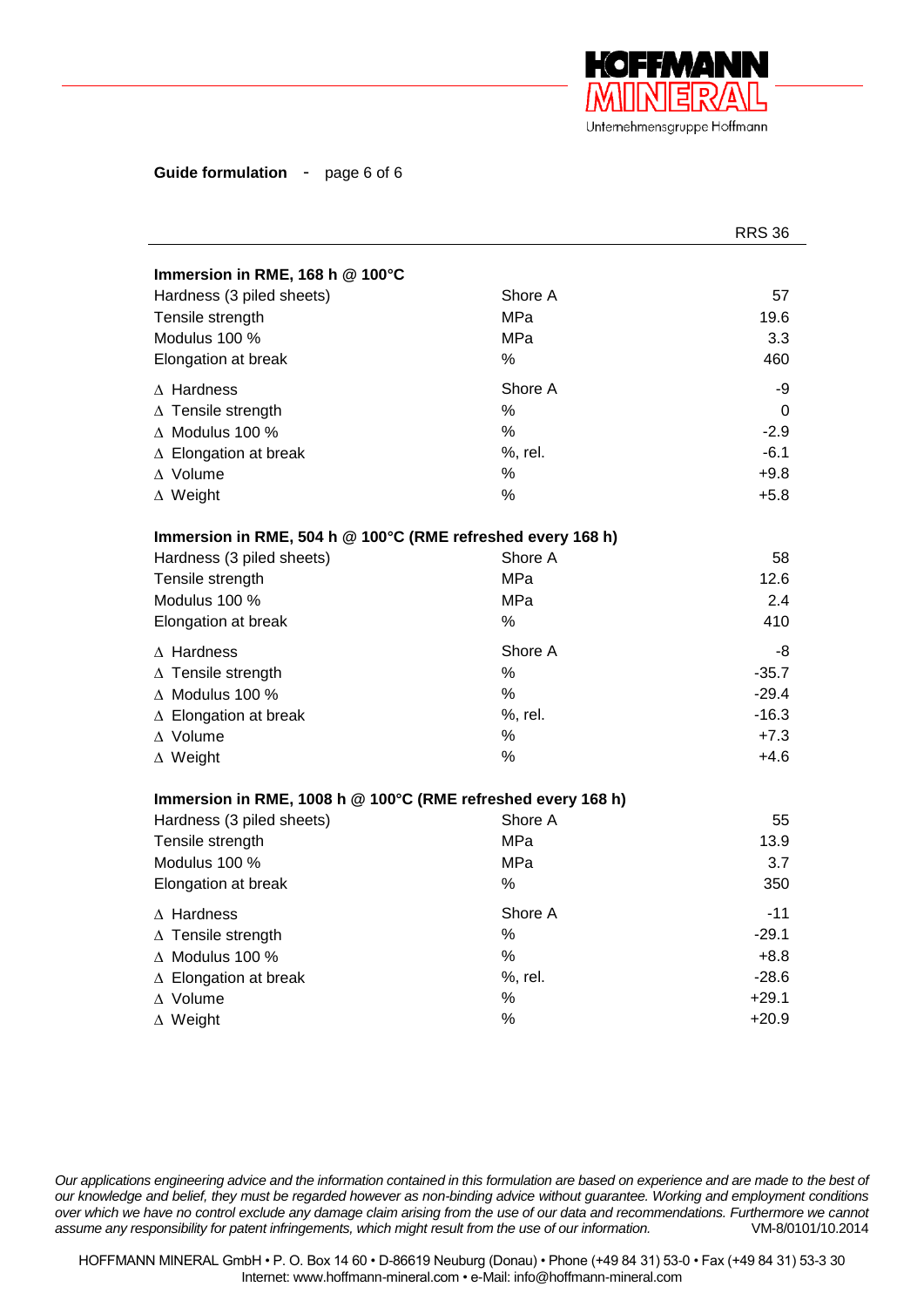**Guide formulation** - page 6 of 6

| | | RRS 36 |
|---|---|---|
| **Immersion in RME, 168 h @ 100°C** | | |
| Hardness (3 piled sheets) | Shore A | 57 |
| Tensile strength | MPa | 19.6 |
| Modulus 100 % | MPa | 3.3 |
| Elongation at break | % | 460 |
| ∆ Hardness | Shore A | -9 |
| ∆ Tensile strength | % | 0 |
| ∆ Modulus 100 % | % | -2.9 |
| ∆ Elongation at break | %, rel. | -6.1 |
| ∆ Volume | % | +9.8 |
| ∆ Weight | % | +5.8 |
| **Immersion in RME, 504 h @ 100°C (RME refreshed every 168 h)** | | |
| Hardness (3 piled sheets) | Shore A | 58 |
| Tensile strength | MPa | 12.6 |
| Modulus 100 % | MPa | 2.4 |
| Elongation at break | % | 410 |
| ∆ Hardness | Shore A | -8 |
| ∆ Tensile strength | % | -35.7 |
| ∆ Modulus 100 % | % | -29.4 |
| ∆ Elongation at break | %, rel. | -16.3 |
| ∆ Volume | % | +7.3 |
| ∆ Weight | % | +4.6 |
| **Immersion in RME, 1008 h @ 100°C (RME refreshed every 168 h)** | | |
| Hardness (3 piled sheets) | Shore A | 55 |
| Tensile strength | MPa | 13.9 |
| Modulus 100 % | MPa | 3.7 |
| Elongation at break | % | 350 |
| ∆ Hardness | Shore A | -11 |
| ∆ Tensile strength | % | -29.1 |
| ∆ Modulus 100 % | % | +8.8 |
| ∆ Elongation at break | %, rel. | -28.6 |
| ∆ Volume | % | +29.1 |
| ∆ Weight | % | +20.9 |

*Our applications engineering advice and the information contained in this formulation are based on experience and are made to the best of our knowledge and belief, they must be regarded however as non-binding advice without guarantee. Working and employment conditions over which we have no control exclude any damage claim arising from the use of our data and recommendations. Furthermore we cannot assume any responsibility for patent infringements, which might result from the use of our information.* VM-8/0101/10.2014

HOFFMANN MINERAL GmbH • P. O. Box 14 60 • D-86619 Neuburg (Donau) • Phone (+49 84 31) 53-0 • Fax (+49 84 31) 53-3 30
Internet: www.hoffmann-mineral.com • e-Mail: info@hoffmann-mineral.com